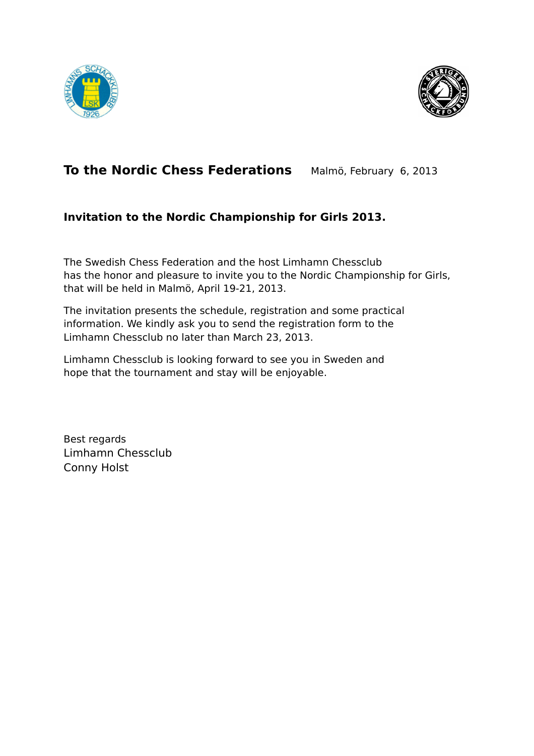## To the Nordic Chess Federations

Malmö, February 6, 2013

### Invitation to the Nordic Championship for Girls 2013.

The Swedish Chess Federation and the host Limhamn Chessclub has the honor and pleasure to invite you to the Nordic Championship for Girls, that will be held in Malmö, April 19-21, 2013.

The invitation presents the schedule, registration and some practical information. We kindly ask you to send the registration form to the Limhamn Chessclub no later than March 23, 2013.

Limhamn Chessclub is looking forward to see you in Sweden and hope that the tournament and stay will be enjoyable.

Best regards
Limhamn Chessclub
Conny Holst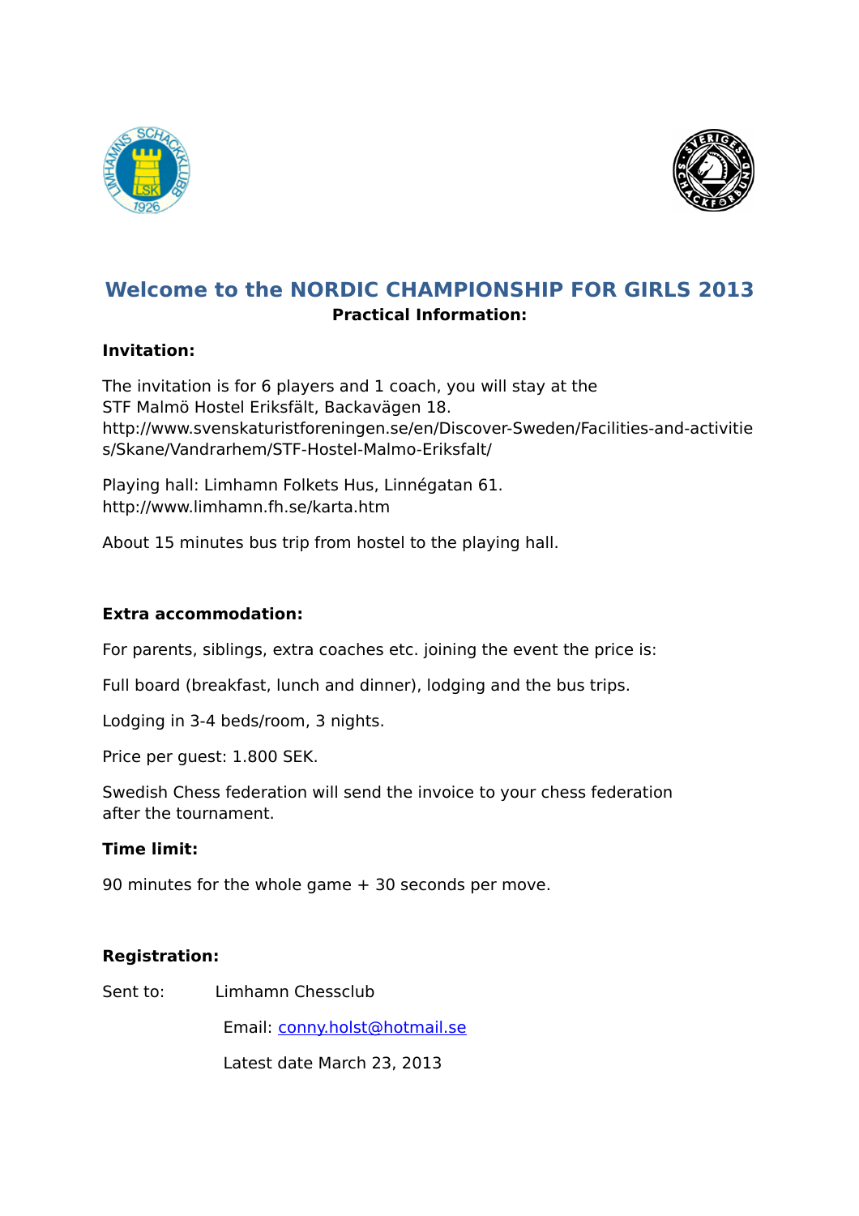# Welcome to the NORDIC CHAMPIONSHIP FOR GIRLS 2013

**Practical Information:**

**Invitation:**

The invitation is for 6 players and 1 coach, you will stay at the STF Malmö Hostel Eriksfält, Backavägen 18.
http://www.svenskaturistforeningen.se/en/Discover-Sweden/Facilities-and-activities/Skane/Vandrarhem/STF-Hostel-Malmo-Eriksfalt/

Playing hall: Limhamn Folkets Hus, Linnégatan 61.
http://www.limhamn.fh.se/karta.htm

About 15 minutes bus trip from hostel to the playing hall.

**Extra accommodation:**

For parents, siblings, extra coaches etc. joining the event the price is:

Full board (breakfast, lunch and dinner), lodging and the bus trips.

Lodging in 3-4 beds/room, 3 nights.

Price per guest: 1.800 SEK.

Swedish Chess federation will send the invoice to your chess federation after the tournament.

**Time limit:**

90 minutes for the whole game + 30 seconds per move.

**Registration:**

Sent to: Limhamn Chessclub

Email: conny.holst@hotmail.se

Latest date March 23, 2013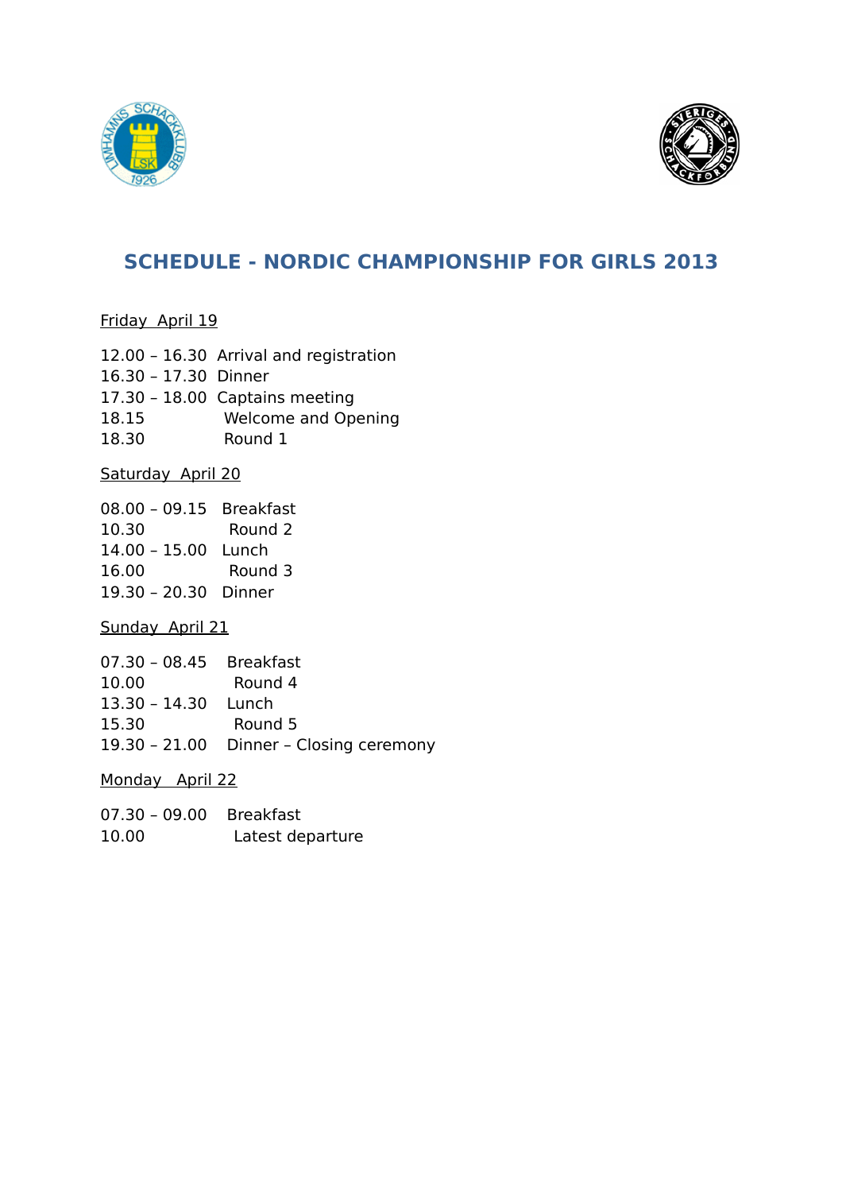# SCHEDULE - NORDIC CHAMPIONSHIP FOR GIRLS 2013

Friday April 19

12.00 – 16.30 Arrival and registration
16.30 – 17.30 Dinner
17.30 – 18.00 Captains meeting
18.15 Welcome and Opening
18.30 Round 1

Saturday April 20

08.00 – 09.15 Breakfast
10.30 Round 2
14.00 – 15.00 Lunch
16.00 Round 3
19.30 – 20.30 Dinner

Sunday April 21

07.30 – 08.45 Breakfast
10.00 Round 4
13.30 – 14.30 Lunch
15.30 Round 5
19.30 – 21.00 Dinner – Closing ceremony

Monday April 22

07.30 – 09.00 Breakfast
10.00 Latest departure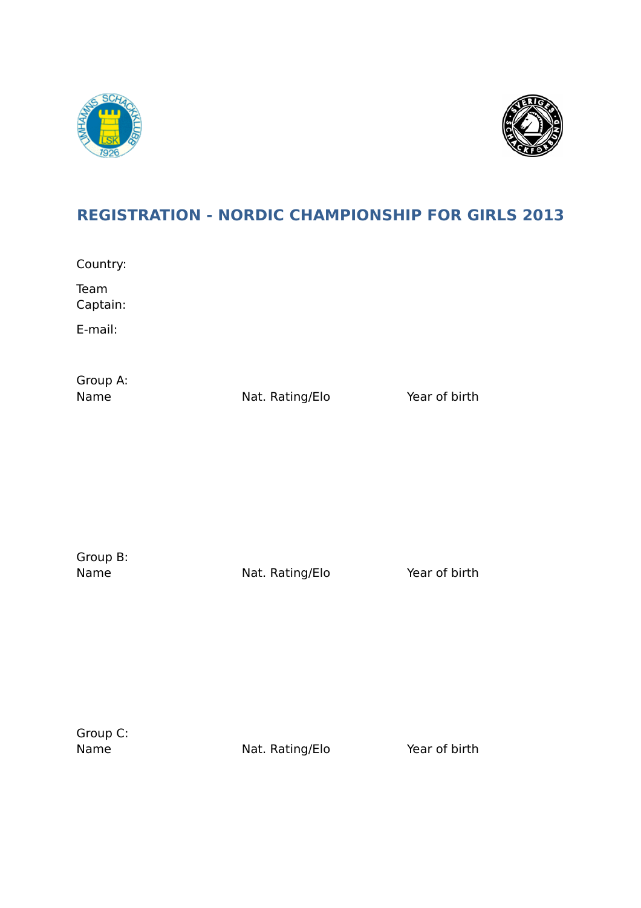## REGISTRATION - NORDIC CHAMPIONSHIP FOR GIRLS 2013

Country:

Team Captain:

E-mail:

Group A:

| Name | Nat. Rating/Elo | Year of birth |
|---|---|---|

Group B:

| Name | Nat. Rating/Elo | Year of birth |
|---|---|---|

Group C:

| Name | Nat. Rating/Elo | Year of birth |
|---|---|---|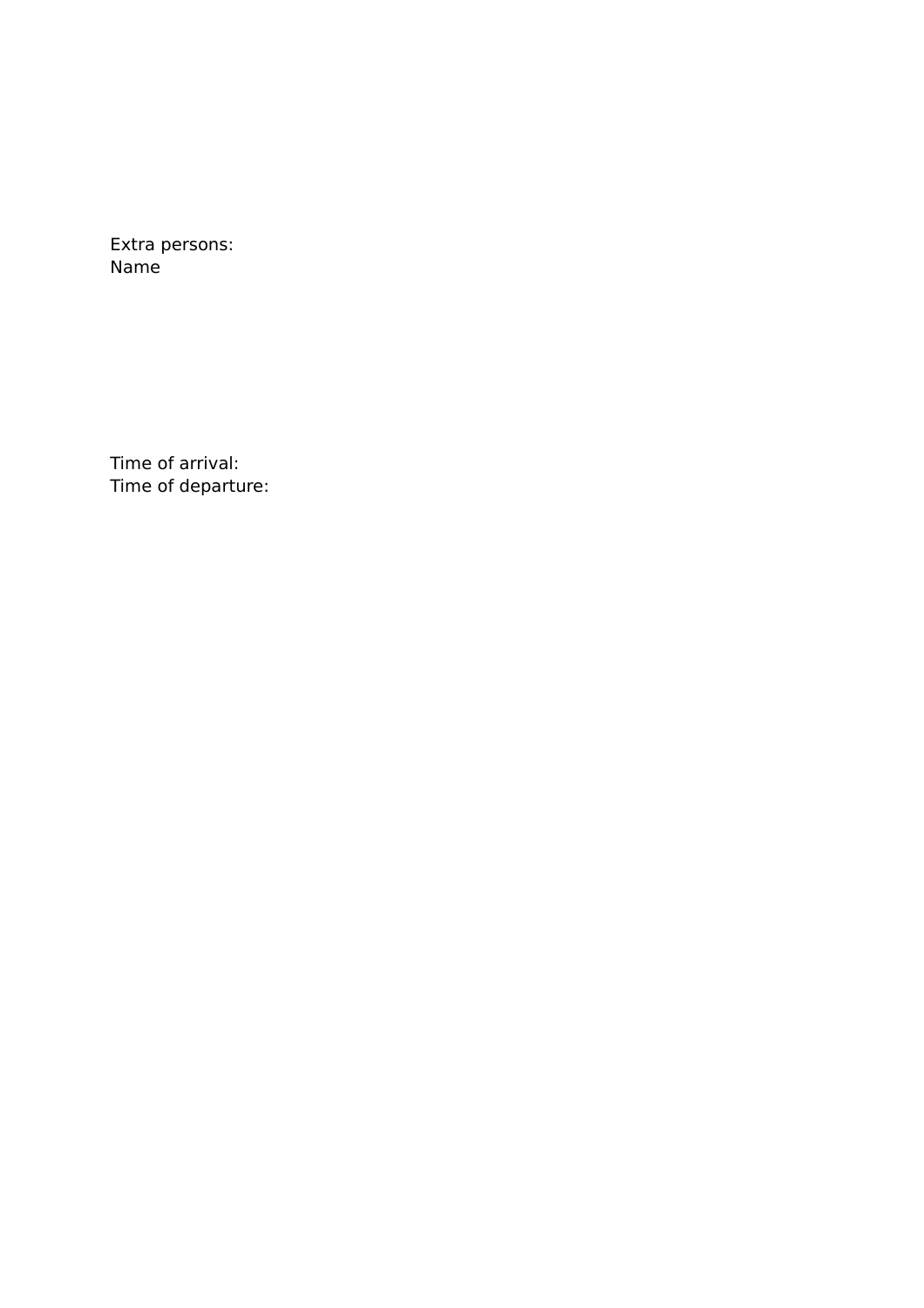Extra persons:
Name

Time of arrival:
Time of departure: